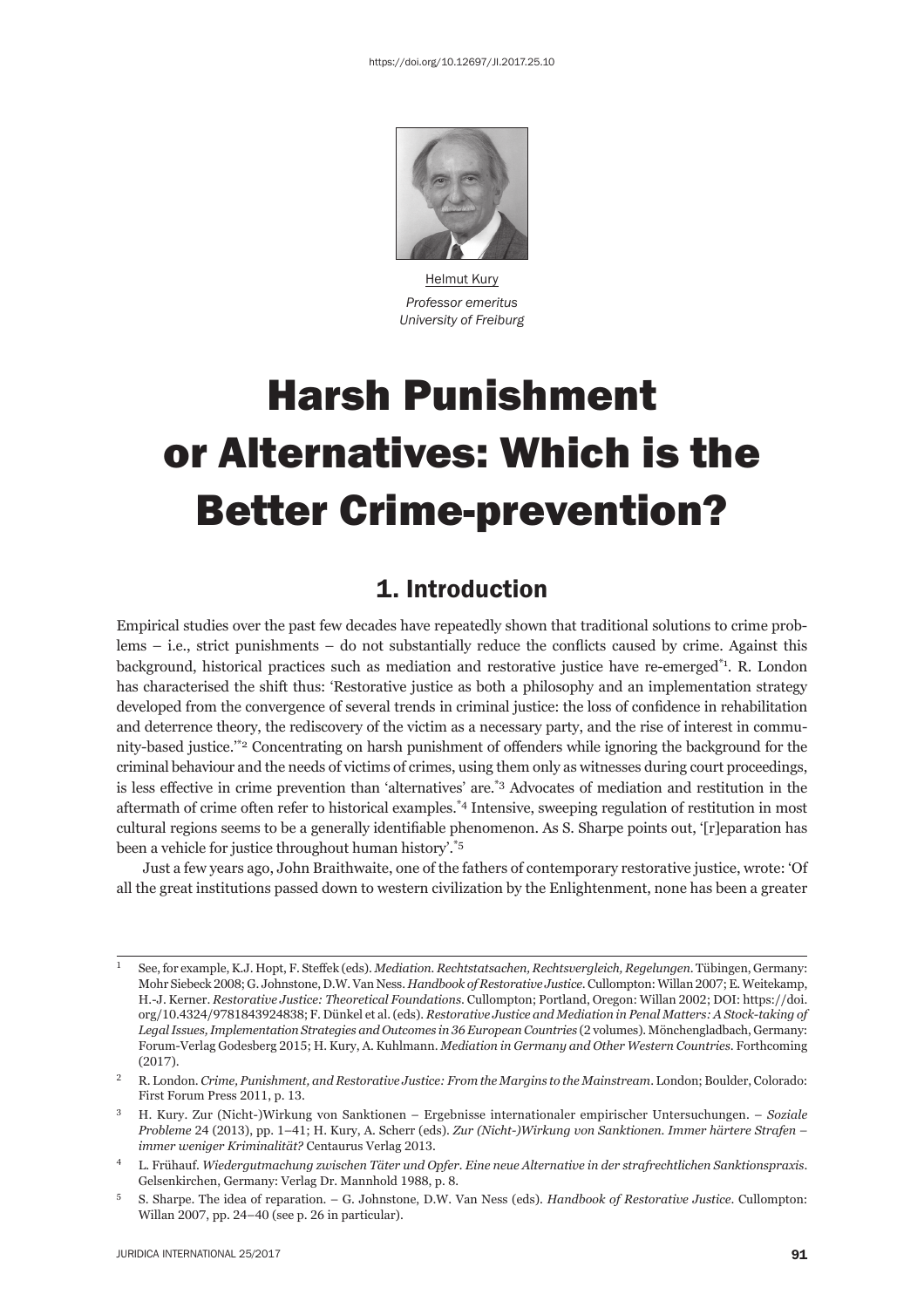https://doi.org/10.12697/JI.2017.25.10

Helmut Kury
*Professor emeritus*
*University of Freiburg*

# Harsh Punishment or Alternatives: Which is the Better Crime-prevention?

## 1. Introduction

Empirical studies over the past few decades have repeatedly shown that traditional solutions to crime problems – i.e., strict punishments – do not substantially reduce the conflicts caused by crime. Against this background, historical practices such as mediation and restorative justice have re-emerged[*1]. R. London has characterised the shift thus: 'Restorative justice as both a philosophy and an implementation strategy developed from the convergence of several trends in criminal justice: the loss of confidence in rehabilitation and deterrence theory, the rediscovery of the victim as a necessary party, and the rise of interest in community-based justice.'[*2] Concentrating on harsh punishment of offenders while ignoring the background for the criminal behaviour and the needs of victims of crimes, using them only as witnesses during court proceedings, is less effective in crime prevention than 'alternatives' are.[*3] Advocates of mediation and restitution in the aftermath of crime often refer to historical examples.[*4] Intensive, sweeping regulation of restitution in most cultural regions seems to be a generally identifiable phenomenon. As S. Sharpe points out, '[r]eparation has been a vehicle for justice throughout human history'.[*5]

Just a few years ago, John Braithwaite, one of the fathers of contemporary restorative justice, wrote: 'Of all the great institutions passed down to western civilization by the Enlightenment, none has been a greater

---

1 See, for example, K.J. Hopt, F. Steffek (eds). *Mediation. Rechtstatsachen, Rechtsvergleich, Regelungen*. Tübingen, Germany: Mohr Siebeck 2008; G. Johnstone, D.W. Van Ness. *Handbook of Restorative Justice*. Cullompton: Willan 2007; E. Weitekamp, H.-J. Kerner. *Restorative Justice: Theoretical Foundations*. Cullompton; Portland, Oregon: Willan 2002; DOI: https://doi.org/10.4324/9781843924838; F. Dünkel et al. (eds). *Restorative Justice and Mediation in Penal Matters: A Stock-taking of Legal Issues, Implementation Strategies and Outcomes in 36 European Countries* (2 volumes). Mönchengladbach, Germany: Forum-Verlag Godesberg 2015; H. Kury, A. Kuhlmann. *Mediation in Germany and Other Western Countries*. Forthcoming (2017).

2 R. London. *Crime, Punishment, and Restorative Justice: From the Margins to the Mainstream*. London; Boulder, Colorado: First Forum Press 2011, p. 13.

3 H. Kury. Zur (Nicht-)Wirkung von Sanktionen – Ergebnisse internationaler empirischer Untersuchungen. – *Soziale Probleme* 24 (2013), pp. 1–41; H. Kury, A. Scherr (eds). *Zur (Nicht-)Wirkung von Sanktionen. Immer härtere Strafen – immer weniger Kriminalität?* Centaurus Verlag 2013.

4 L. Frühauf. *Wiedergutmachung zwischen Täter und Opfer. Eine neue Alternative in der strafrechtlichen Sanktionspraxis*. Gelsenkirchen, Germany: Verlag Dr. Mannhold 1988, p. 8.

5 S. Sharpe. The idea of reparation. – G. Johnstone, D.W. Van Ness (eds). *Handbook of Restorative Justice*. Cullompton: Willan 2007, pp. 24–40 (see p. 26 in particular).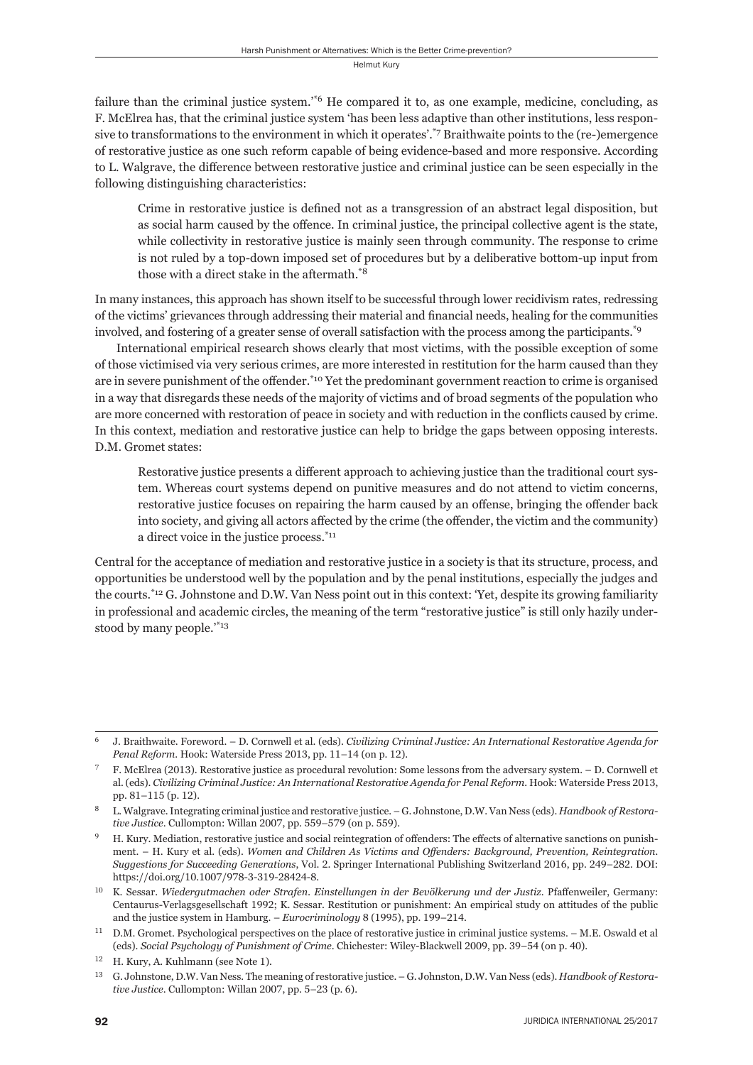failure than the criminal justice system.'[*6] He compared it to, as one example, medicine, concluding, as F. McElrea has, that the criminal justice system 'has been less adaptive than other institutions, less responsive to transformations to the environment in which it operates'.[*7] Braithwaite points to the (re-)emergence of restorative justice as one such reform capable of being evidence-based and more responsive. According to L. Walgrave, the difference between restorative justice and criminal justice can be seen especially in the following distinguishing characteristics:

> Crime in restorative justice is defined not as a transgression of an abstract legal disposition, but as social harm caused by the offence. In criminal justice, the principal collective agent is the state, while collectivity in restorative justice is mainly seen through community. The response to crime is not ruled by a top-down imposed set of procedures but by a deliberative bottom-up input from those with a direct stake in the aftermath.[*8]

In many instances, this approach has shown itself to be successful through lower recidivism rates, redressing of the victims' grievances through addressing their material and financial needs, healing for the communities involved, and fostering of a greater sense of overall satisfaction with the process among the participants.[*9]

International empirical research shows clearly that most victims, with the possible exception of some of those victimised via very serious crimes, are more interested in restitution for the harm caused than they are in severe punishment of the offender.[*10] Yet the predominant government reaction to crime is organised in a way that disregards these needs of the majority of victims and of broad segments of the population who are more concerned with restoration of peace in society and with reduction in the conflicts caused by crime. In this context, mediation and restorative justice can help to bridge the gaps between opposing interests. D.M. Gromet states:

> Restorative justice presents a different approach to achieving justice than the traditional court system. Whereas court systems depend on punitive measures and do not attend to victim concerns, restorative justice focuses on repairing the harm caused by an offense, bringing the offender back into society, and giving all actors affected by the crime (the offender, the victim and the community) a direct voice in the justice process.[*11]

Central for the acceptance of mediation and restorative justice in a society is that its structure, process, and opportunities be understood well by the population and by the penal institutions, especially the judges and the courts.[*12] G. Johnstone and D.W. Van Ness point out in this context: 'Yet, despite its growing familiarity in professional and academic circles, the meaning of the term "restorative justice" is still only hazily understood by many people.'[*13]

---

[6] J. Braithwaite. Foreword. – D. Cornwell et al. (eds). *Civilizing Criminal Justice: An International Restorative Agenda for Penal Reform*. Hook: Waterside Press 2013, pp. 11–14 (on p. 12).

[7] F. McElrea (2013). Restorative justice as procedural revolution: Some lessons from the adversary system. – D. Cornwell et al. (eds). *Civilizing Criminal Justice: An International Restorative Agenda for Penal Reform*. Hook: Waterside Press 2013, pp. 81–115 (p. 12).

[8] L. Walgrave. Integrating criminal justice and restorative justice. – G. Johnstone, D.W. Van Ness (eds). *Handbook of Restorative Justice*. Cullompton: Willan 2007, pp. 559–579 (on p. 559).

[9] H. Kury. Mediation, restorative justice and social reintegration of offenders: The effects of alternative sanctions on punishment. – H. Kury et al. (eds). *Women and Children As Victims and Offenders: Background, Prevention, Reintegration. Suggestions for Succeeding Generations*, Vol. 2. Springer International Publishing Switzerland 2016, pp. 249–282. DOI: https://doi.org/10.1007/978-3-319-28424-8.

[10] K. Sessar. *Wiedergutmachen oder Strafen. Einstellungen in der Bevölkerung und der Justiz*. Pfaffenweiler, Germany: Centaurus-Verlagsgesellschaft 1992; K. Sessar. Restitution or punishment: An empirical study on attitudes of the public and the justice system in Hamburg. – *Eurocriminology* 8 (1995), pp. 199–214.

[11] D.M. Gromet. Psychological perspectives on the place of restorative justice in criminal justice systems. – M.E. Oswald et al (eds). *Social Psychology of Punishment of Crime*. Chichester: Wiley-Blackwell 2009, pp. 39–54 (on p. 40).

[12] H. Kury, A. Kuhlmann (see Note 1).

[13] G. Johnstone, D.W. Van Ness. The meaning of restorative justice. – G. Johnston, D.W. Van Ness (eds). *Handbook of Restorative Justice*. Cullompton: Willan 2007, pp. 5–23 (p. 6).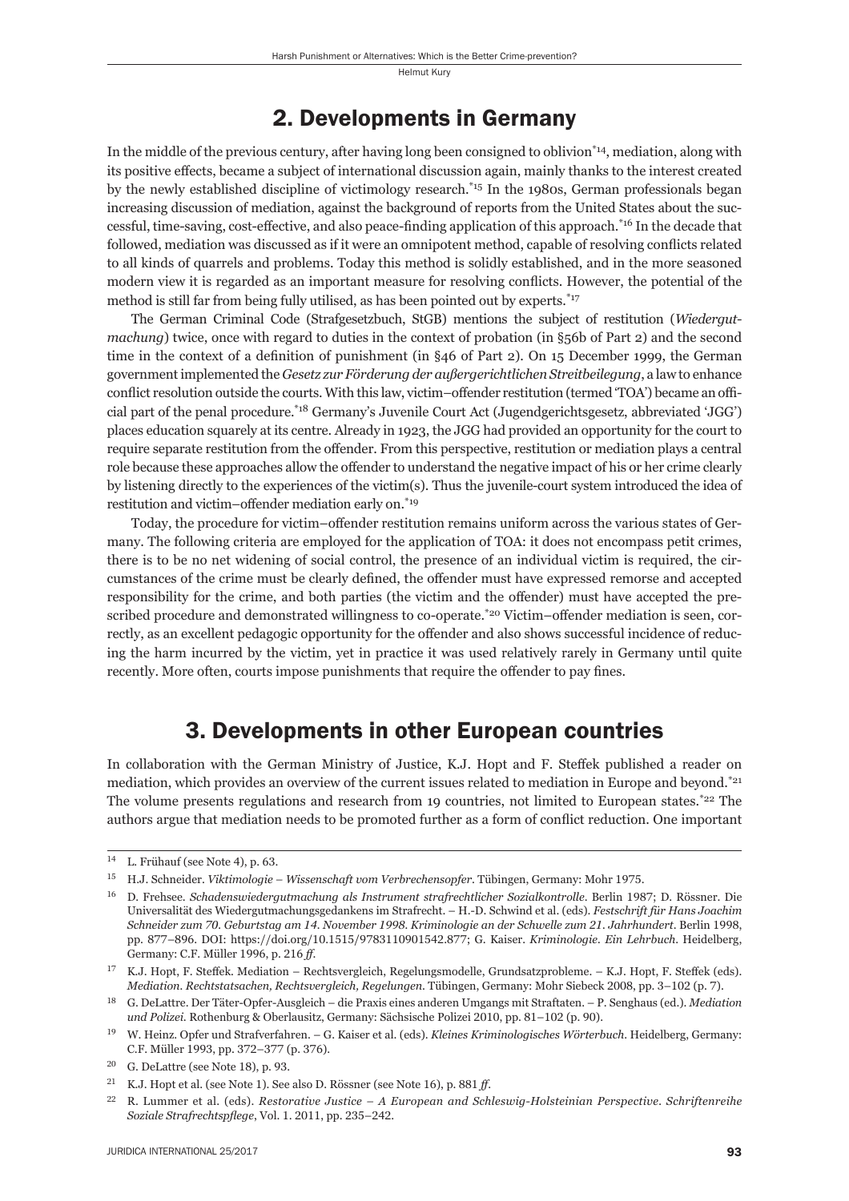## 2. Developments in Germany

In the middle of the previous century, after having long been consigned to oblivion[*14], mediation, along with its positive effects, became a subject of international discussion again, mainly thanks to the interest created by the newly established discipline of victimology research.[*15] In the 1980s, German professionals began increasing discussion of mediation, against the background of reports from the United States about the successful, time-saving, cost-effective, and also peace-finding application of this approach.[*16] In the decade that followed, mediation was discussed as if it were an omnipotent method, capable of resolving conflicts related to all kinds of quarrels and problems. Today this method is solidly established, and in the more seasoned modern view it is regarded as an important measure for resolving conflicts. However, the potential of the method is still far from being fully utilised, as has been pointed out by experts.[*17]

The German Criminal Code (Strafgesetzbuch, StGB) mentions the subject of restitution (*Wiedergutmachung*) twice, once with regard to duties in the context of probation (in §56b of Part 2) and the second time in the context of a definition of punishment (in §46 of Part 2). On 15 December 1999, the German government implemented the *Gesetz zur Förderung der außergerichtlichen Streitbeilegung*, a law to enhance conflict resolution outside the courts. With this law, victim–offender restitution (termed 'TOA') became an official part of the penal procedure.[*18] Germany's Juvenile Court Act (Jugendgerichtsgesetz, abbreviated 'JGG') places education squarely at its centre. Already in 1923, the JGG had provided an opportunity for the court to require separate restitution from the offender. From this perspective, restitution or mediation plays a central role because these approaches allow the offender to understand the negative impact of his or her crime clearly by listening directly to the experiences of the victim(s). Thus the juvenile-court system introduced the idea of restitution and victim–offender mediation early on.[*19]

Today, the procedure for victim–offender restitution remains uniform across the various states of Germany. The following criteria are employed for the application of TOA: it does not encompass petit crimes, there is to be no net widening of social control, the presence of an individual victim is required, the circumstances of the crime must be clearly defined, the offender must have expressed remorse and accepted responsibility for the crime, and both parties (the victim and the offender) must have accepted the prescribed procedure and demonstrated willingness to co-operate.[*20] Victim–offender mediation is seen, correctly, as an excellent pedagogic opportunity for the offender and also shows successful incidence of reducing the harm incurred by the victim, yet in practice it was used relatively rarely in Germany until quite recently. More often, courts impose punishments that require the offender to pay fines.

## 3. Developments in other European countries

In collaboration with the German Ministry of Justice, K.J. Hopt and F. Steffek published a reader on mediation, which provides an overview of the current issues related to mediation in Europe and beyond.[*21] The volume presents regulations and research from 19 countries, not limited to European states.[*22] The authors argue that mediation needs to be promoted further as a form of conflict reduction. One important

---

[14] L. Frühauf (see Note 4), p. 63.

[15] H.J. Schneider. *Viktimologie – Wissenschaft vom Verbrechensopfer*. Tübingen, Germany: Mohr 1975.

[16] D. Frehsee. *Schadenswiedergutmachung als Instrument strafrechtlicher Sozialkontrolle*. Berlin 1987; D. Rössner. Die Universalität des Wiedergutmachungsgedankens im Strafrecht. – H.-D. Schwind et al. (eds). *Festschrift für Hans Joachim Schneider zum 70. Geburtstag am 14. November 1998. Kriminologie an der Schwelle zum 21. Jahrhundert*. Berlin 1998, pp. 877–896. DOI: https://doi.org/10.1515/9783110901542.877; G. Kaiser. *Kriminologie. Ein Lehrbuch*. Heidelberg, Germany: C.F. Müller 1996, p. 216 *ff*.

[17] K.J. Hopt, F. Steffek. Mediation – Rechtsvergleich, Regelungsmodelle, Grundsatzprobleme. – K.J. Hopt, F. Steffek (eds). *Mediation. Rechtstatsachen, Rechtsvergleich, Regelungen*. Tübingen, Germany: Mohr Siebeck 2008, pp. 3–102 (p. 7).

[18] G. DeLattre. Der Täter-Opfer-Ausgleich – die Praxis eines anderen Umgangs mit Straftaten. – P. Senghaus (ed.). *Mediation und Polizei*. Rothenburg & Oberlausitz, Germany: Sächsische Polizei 2010, pp. 81–102 (p. 90).

[19] W. Heinz. Opfer und Strafverfahren. – G. Kaiser et al. (eds). *Kleines Kriminologisches Wörterbuch*. Heidelberg, Germany: C.F. Müller 1993, pp. 372–377 (p. 376).

[20] G. DeLattre (see Note 18), p. 93.

[21] K.J. Hopt et al. (see Note 1). See also D. Rössner (see Note 16), p. 881 *ff*.

[22] R. Lummer et al. (eds). *Restorative Justice – A European and Schleswig-Holsteinian Perspective. Schriftenreihe Soziale Strafrechtspflege*, Vol. 1. 2011, pp. 235–242.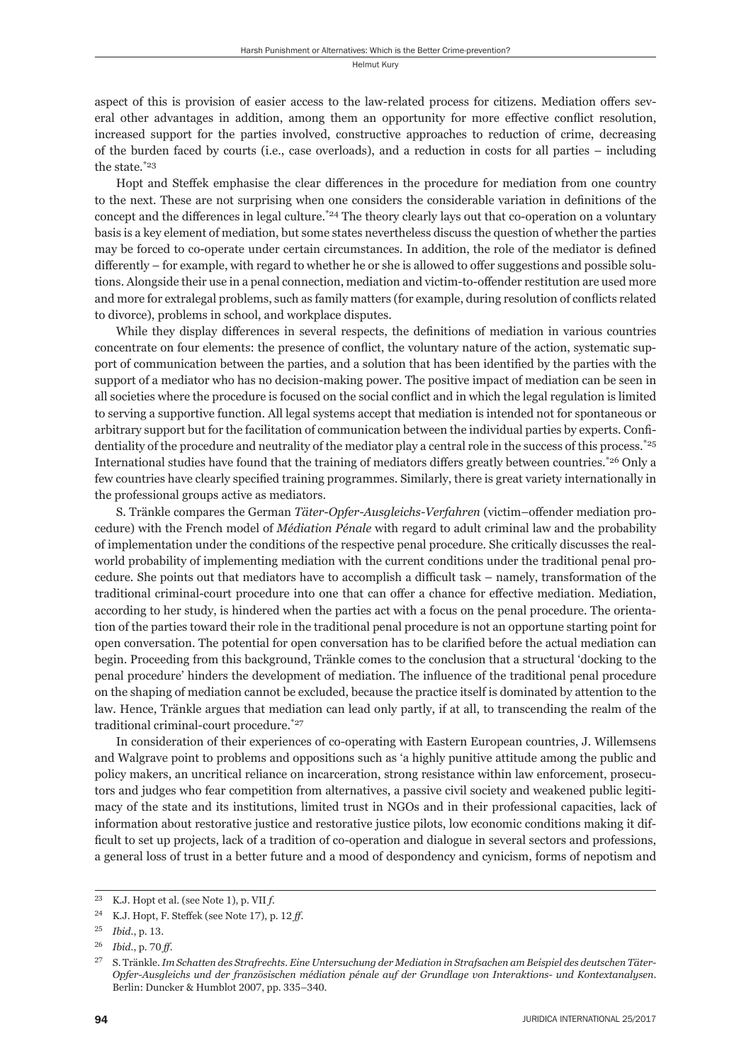aspect of this is provision of easier access to the law-related process for citizens. Mediation offers several other advantages in addition, among them an opportunity for more effective conflict resolution, increased support for the parties involved, constructive approaches to reduction of crime, decreasing of the burden faced by courts (i.e., case overloads), and a reduction in costs for all parties – including the state.[*23]

Hopt and Steffek emphasise the clear differences in the procedure for mediation from one country to the next. These are not surprising when one considers the considerable variation in definitions of the concept and the differences in legal culture.[*24] The theory clearly lays out that co-operation on a voluntary basis is a key element of mediation, but some states nevertheless discuss the question of whether the parties may be forced to co-operate under certain circumstances. In addition, the role of the mediator is defined differently – for example, with regard to whether he or she is allowed to offer suggestions and possible solutions. Alongside their use in a penal connection, mediation and victim-to-offender restitution are used more and more for extralegal problems, such as family matters (for example, during resolution of conflicts related to divorce), problems in school, and workplace disputes.

While they display differences in several respects, the definitions of mediation in various countries concentrate on four elements: the presence of conflict, the voluntary nature of the action, systematic support of communication between the parties, and a solution that has been identified by the parties with the support of a mediator who has no decision-making power. The positive impact of mediation can be seen in all societies where the procedure is focused on the social conflict and in which the legal regulation is limited to serving a supportive function. All legal systems accept that mediation is intended not for spontaneous or arbitrary support but for the facilitation of communication between the individual parties by experts. Confidentiality of the procedure and neutrality of the mediator play a central role in the success of this process.[*25] International studies have found that the training of mediators differs greatly between countries.[*26] Only a few countries have clearly specified training programmes. Similarly, there is great variety internationally in the professional groups active as mediators.

S. Tränkle compares the German *Täter-Opfer-Ausgleichs-Verfahren* (victim–offender mediation procedure) with the French model of *Médiation Pénale* with regard to adult criminal law and the probability of implementation under the conditions of the respective penal procedure. She critically discusses the real-world probability of implementing mediation with the current conditions under the traditional penal procedure. She points out that mediators have to accomplish a difficult task – namely, transformation of the traditional criminal-court procedure into one that can offer a chance for effective mediation. Mediation, according to her study, is hindered when the parties act with a focus on the penal procedure. The orientation of the parties toward their role in the traditional penal procedure is not an opportune starting point for open conversation. The potential for open conversation has to be clarified before the actual mediation can begin. Proceeding from this background, Tränkle comes to the conclusion that a structural 'docking to the penal procedure' hinders the development of mediation. The influence of the traditional penal procedure on the shaping of mediation cannot be excluded, because the practice itself is dominated by attention to the law. Hence, Tränkle argues that mediation can lead only partly, if at all, to transcending the realm of the traditional criminal-court procedure.[*27]

In consideration of their experiences of co-operating with Eastern European countries, J. Willemsens and Walgrave point to problems and oppositions such as 'a highly punitive attitude among the public and policy makers, an uncritical reliance on incarceration, strong resistance within law enforcement, prosecutors and judges who fear competition from alternatives, a passive civil society and weakened public legitimacy of the state and its institutions, limited trust in NGOs and in their professional capacities, lack of information about restorative justice and restorative justice pilots, low economic conditions making it difficult to set up projects, lack of a tradition of co-operation and dialogue in several sectors and professions, a general loss of trust in a better future and a mood of despondency and cynicism, forms of nepotism and

---

[23] K.J. Hopt et al. (see Note 1), p. VII *f*.

[24] K.J. Hopt, F. Steffek (see Note 17), p. 12 *ff*.

[25] *Ibid*., p. 13.

[26] *Ibid*., p. 70 *ff*.

[27] S. Tränkle. *Im Schatten des Strafrechts. Eine Untersuchung der Mediation in Strafsachen am Beispiel des deutschen Täter-Opfer-Ausgleichs und der französischen médiation pénale auf der Grundlage von Interaktions- und Kontextanalysen*. Berlin: Duncker & Humblot 2007, pp. 335–340.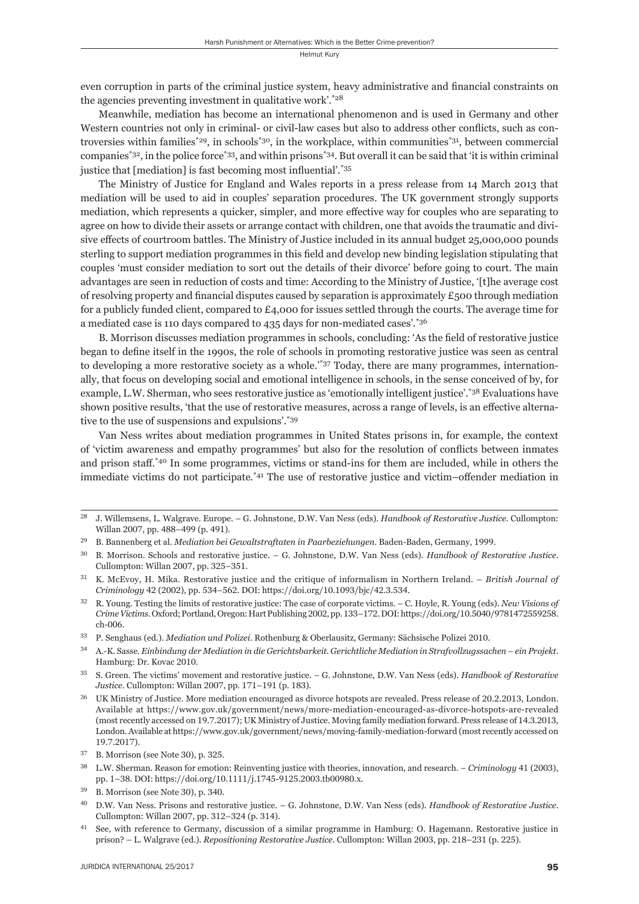even corruption in parts of the criminal justice system, heavy administrative and financial constraints on the agencies preventing investment in qualitative work'.[*28]

Meanwhile, mediation has become an international phenomenon and is used in Germany and other Western countries not only in criminal- or civil-law cases but also to address other conflicts, such as controversies within families[*29], in schools[*30], in the workplace, within communities[*31], between commercial companies[*32], in the police force[*33], and within prisons[*34]. But overall it can be said that 'it is within criminal justice that [mediation] is fast becoming most influential'.[*35]

The Ministry of Justice for England and Wales reports in a press release from 14 March 2013 that mediation will be used to aid in couples' separation procedures. The UK government strongly supports mediation, which represents a quicker, simpler, and more effective way for couples who are separating to agree on how to divide their assets or arrange contact with children, one that avoids the traumatic and divisive effects of courtroom battles. The Ministry of Justice included in its annual budget 25,000,000 pounds sterling to support mediation programmes in this field and develop new binding legislation stipulating that couples 'must consider mediation to sort out the details of their divorce' before going to court. The main advantages are seen in reduction of costs and time: According to the Ministry of Justice, '[t]he average cost of resolving property and financial disputes caused by separation is approximately £500 through mediation for a publicly funded client, compared to £4,000 for issues settled through the courts. The average time for a mediated case is 110 days compared to 435 days for non-mediated cases'.[*36]

B. Morrison discusses mediation programmes in schools, concluding: 'As the field of restorative justice began to define itself in the 1990s, the role of schools in promoting restorative justice was seen as central to developing a more restorative society as a whole.'[*37] Today, there are many programmes, internationally, that focus on developing social and emotional intelligence in schools, in the sense conceived of by, for example, L.W. Sherman, who sees restorative justice as 'emotionally intelligent justice'.[*38] Evaluations have shown positive results, 'that the use of restorative measures, across a range of levels, is an effective alternative to the use of suspensions and expulsions'.[*39]

Van Ness writes about mediation programmes in United States prisons in, for example, the context of 'victim awareness and empathy programmes' but also for the resolution of conflicts between inmates and prison staff.[*40] In some programmes, victims or stand-ins for them are included, while in others the immediate victims do not participate.[*41] The use of restorative justice and victim–offender mediation in

---

[28] J. Willemsens, L. Walgrave. Europe. – G. Johnstone, D.W. Van Ness (eds). *Handbook of Restorative Justice*. Cullompton: Willan 2007, pp. 488–499 (p. 491).

[29] B. Bannenberg et al. *Mediation bei Gewaltstraftaten in Paarbeziehungen*. Baden-Baden, Germany, 1999.

[30] B. Morrison. Schools and restorative justice. – G. Johnstone, D.W. Van Ness (eds). *Handbook of Restorative Justice*. Cullompton: Willan 2007, pp. 325–351.

[31] K. McEvoy, H. Mika. Restorative justice and the critique of informalism in Northern Ireland. – *British Journal of Criminology* 42 (2002), pp. 534–562. DOI: https://doi.org/10.1093/bjc/42.3.534.

[32] R. Young. Testing the limits of restorative justice: The case of corporate victims. – C. Hoyle, R. Young (eds). *New Visions of Crime Victims*. Oxford; Portland, Oregon: Hart Publishing 2002, pp. 133–172. DOI: https://doi.org/10.5040/9781472559258.ch-006.

[33] P. Senghaus (ed.). *Mediation und Polizei*. Rothenburg & Oberlausitz, Germany: Sächsische Polizei 2010.

[34] A.-K. Sasse. *Einbindung der Mediation in die Gerichtsbarkeit. Gerichtliche Mediation in Strafvollzugssachen – ein Projekt*. Hamburg: Dr. Kovac 2010.

[35] S. Green. The victims' movement and restorative justice. – G. Johnstone, D.W. Van Ness (eds). *Handbook of Restorative Justice*. Cullompton: Willan 2007, pp. 171–191 (p. 183).

[36] UK Ministry of Justice. More mediation encouraged as divorce hotspots are revealed. Press release of 20.2.2013, London. Available at https://www.gov.uk/government/news/more-mediation-encouraged-as-divorce-hotspots-are-revealed (most recently accessed on 19.7.2017); UK Ministry of Justice. Moving family mediation forward. Press release of 14.3.2013, London. Available at https://www.gov.uk/government/news/moving-family-mediation-forward (most recently accessed on 19.7.2017).

[37] B. Morrison (see Note 30), p. 325.

[38] L.W. Sherman. Reason for emotion: Reinventing justice with theories, innovation, and research. – *Criminology* 41 (2003), pp. 1–38. DOI: https://doi.org/10.1111/j.1745-9125.2003.tb00980.x.

[39] B. Morrison (see Note 30), p. 340.

[40] D.W. Van Ness. Prisons and restorative justice. – G. Johnstone, D.W. Van Ness (eds). *Handbook of Restorative Justice*. Cullompton: Willan 2007, pp. 312–324 (p. 314).

[41] See, with reference to Germany, discussion of a similar programme in Hamburg: O. Hagemann. Restorative justice in prison? – L. Walgrave (ed.). *Repositioning Restorative Justice*. Cullompton: Willan 2003, pp. 218–231 (p. 225).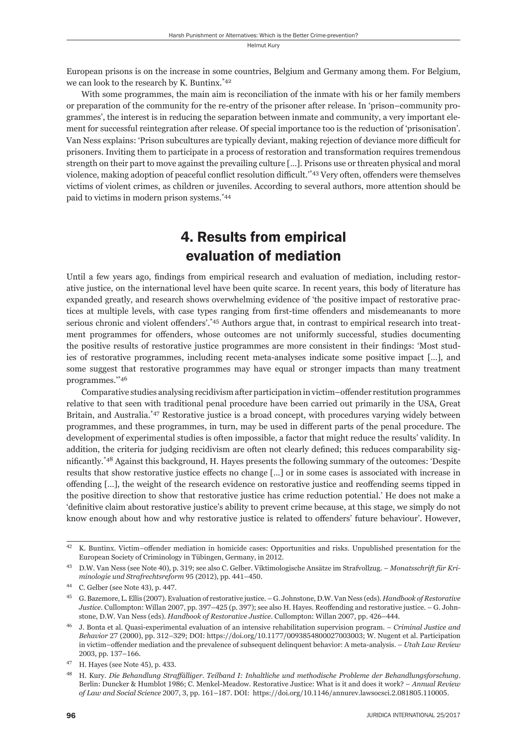European prisons is on the increase in some countries, Belgium and Germany among them. For Belgium, we can look to the research by K. Buntinx.[*42]

With some programmes, the main aim is reconciliation of the inmate with his or her family members or preparation of the community for the re-entry of the prisoner after release. In 'prison–community programmes', the interest is in reducing the separation between inmate and community, a very important element for successful reintegration after release. Of special importance too is the reduction of 'prisonisation'. Van Ness explains: 'Prison subcultures are typically deviant, making rejection of deviance more difficult for prisoners. Inviting them to participate in a process of restoration and transformation requires tremendous strength on their part to move against the prevailing culture [...]. Prisons use or threaten physical and moral violence, making adoption of peaceful conflict resolution difficult.'[*43] Very often, offenders were themselves victims of violent crimes, as children or juveniles. According to several authors, more attention should be paid to victims in modern prison systems.[*44]

## 4. Results from empirical evaluation of mediation

Until a few years ago, findings from empirical research and evaluation of mediation, including restorative justice, on the international level have been quite scarce. In recent years, this body of literature has expanded greatly, and research shows overwhelming evidence of 'the positive impact of restorative practices at multiple levels, with case types ranging from first-time offenders and misdemeanants to more serious chronic and violent offenders'.[*45] Authors argue that, in contrast to empirical research into treatment programmes for offenders, whose outcomes are not uniformly successful, studies documenting the positive results of restorative justice programmes are more consistent in their findings: 'Most studies of restorative programmes, including recent meta-analyses indicate some positive impact [...], and some suggest that restorative programmes may have equal or stronger impacts than many treatment programmes.'[*46]

Comparative studies analysing recidivism after participation in victim–offender restitution programmes relative to that seen with traditional penal procedure have been carried out primarily in the USA, Great Britain, and Australia.[*47] Restorative justice is a broad concept, with procedures varying widely between programmes, and these programmes, in turn, may be used in different parts of the penal procedure. The development of experimental studies is often impossible, a factor that might reduce the results' validity. In addition, the criteria for judging recidivism are often not clearly defined; this reduces comparability significantly.[*48] Against this background, H. Hayes presents the following summary of the outcomes: 'Despite results that show restorative justice effects no change [...] or in some cases is associated with increase in offending [...], the weight of the research evidence on restorative justice and reoffending seems tipped in the positive direction to show that restorative justice has crime reduction potential.' He does not make a 'definitive claim about restorative justice's ability to prevent crime because, at this stage, we simply do not know enough about how and why restorative justice is related to offenders' future behaviour'. However,

---

42 K. Buntinx. Victim–offender mediation in homicide cases: Opportunities and risks. Unpublished presentation for the European Society of Criminology in Tübingen, Germany, in 2012.

43 D.W. Van Ness (see Note 40), p. 319; see also C. Gelber. Viktimologische Ansätze im Strafvollzug. – *Monatsschrift für Kriminologie und Strafrechtsreform* 95 (2012), pp. 441–450.

44 C. Gelber (see Note 43), p. 447.

45 G. Bazemore, L. Ellis (2007). Evaluation of restorative justice. – G. Johnstone, D.W. Van Ness (eds). *Handbook of Restorative Justice*. Cullompton: Willan 2007, pp. 397–425 (p. 397); see also H. Hayes. Reoffending and restorative justice. – G. Johnstone, D.W. Van Ness (eds). *Handbook of Restorative Justice*. Cullompton: Willan 2007, pp. 426–444.

46 J. Bonta et al. Quasi-experimental evaluation of an intensive rehabilitation supervision program. – *Criminal Justice and Behavior* 27 (2000), pp. 312–329; DOI: https://doi.org/10.1177/0093854800027003003; W. Nugent et al. Participation in victim–offender mediation and the prevalence of subsequent delinquent behavior: A meta-analysis. – *Utah Law Review* 2003, pp. 137–166.

47 H. Hayes (see Note 45), p. 433.

48 H. Kury. *Die Behandlung Straffälliger. Teilband I: Inhaltliche und methodische Probleme der Behandlungsforschung*. Berlin: Duncker & Humblot 1986; C. Menkel-Meadow. Restorative Justice: What is it and does it work? – *Annual Review of Law and Social Science* 2007, 3, pp. 161–187. DOI: https://doi.org/10.1146/annurev.lawsocsci.2.081805.110005.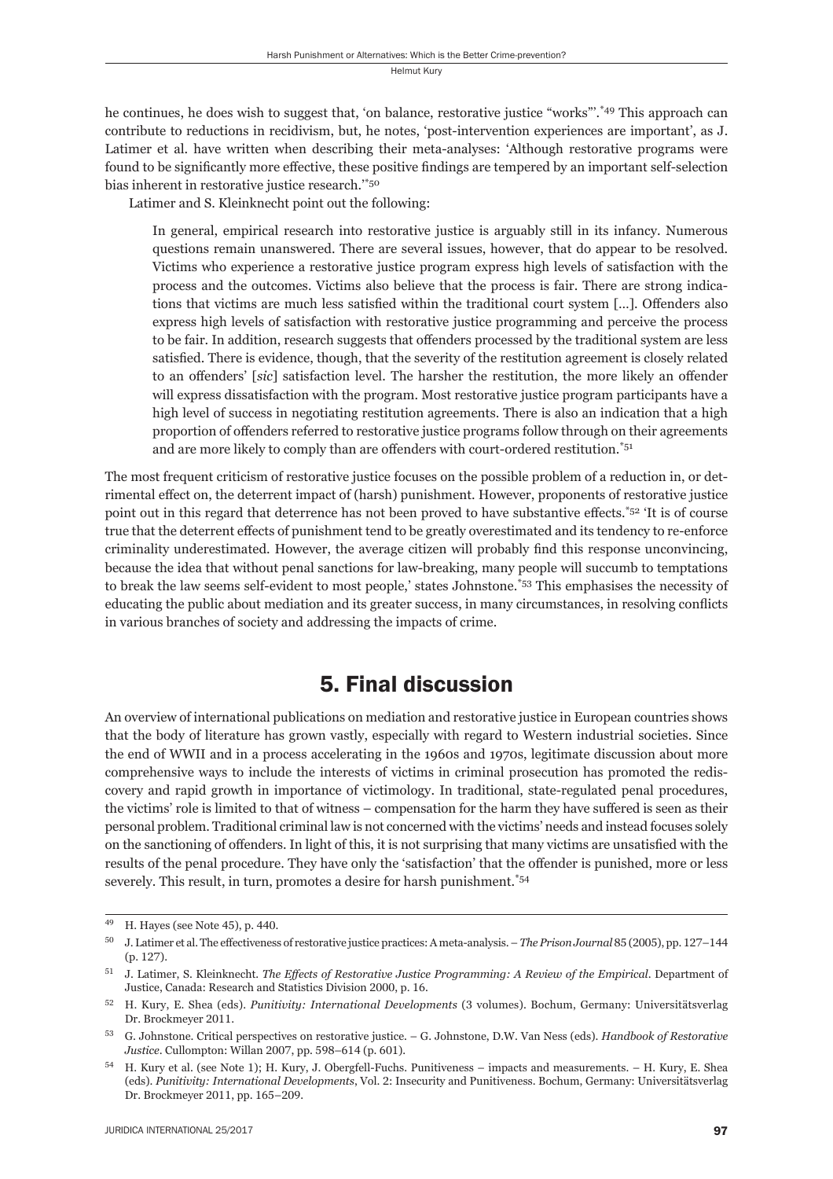he continues, he does wish to suggest that, 'on balance, restorative justice "works"'.[*49] This approach can contribute to reductions in recidivism, but, he notes, 'post-intervention experiences are important', as J. Latimer et al. have written when describing their meta-analyses: 'Although restorative programs were found to be significantly more effective, these positive findings are tempered by an important self-selection bias inherent in restorative justice research.'[*50]

Latimer and S. Kleinknecht point out the following:

> In general, empirical research into restorative justice is arguably still in its infancy. Numerous questions remain unanswered. There are several issues, however, that do appear to be resolved. Victims who experience a restorative justice program express high levels of satisfaction with the process and the outcomes. Victims also believe that the process is fair. There are strong indications that victims are much less satisfied within the traditional court system […]. Offenders also express high levels of satisfaction with restorative justice programming and perceive the process to be fair. In addition, research suggests that offenders processed by the traditional system are less satisfied. There is evidence, though, that the severity of the restitution agreement is closely related to an offenders' [*sic*] satisfaction level. The harsher the restitution, the more likely an offender will express dissatisfaction with the program. Most restorative justice program participants have a high level of success in negotiating restitution agreements. There is also an indication that a high proportion of offenders referred to restorative justice programs follow through on their agreements and are more likely to comply than are offenders with court-ordered restitution.[*51]

The most frequent criticism of restorative justice focuses on the possible problem of a reduction in, or detrimental effect on, the deterrent impact of (harsh) punishment. However, proponents of restorative justice point out in this regard that deterrence has not been proved to have substantive effects.[*52] 'It is of course true that the deterrent effects of punishment tend to be greatly overestimated and its tendency to re-enforce criminality underestimated. However, the average citizen will probably find this response unconvincing, because the idea that without penal sanctions for law-breaking, many people will succumb to temptations to break the law seems self-evident to most people,' states Johnstone.[*53] This emphasises the necessity of educating the public about mediation and its greater success, in many circumstances, in resolving conflicts in various branches of society and addressing the impacts of crime.

## 5. Final discussion

An overview of international publications on mediation and restorative justice in European countries shows that the body of literature has grown vastly, especially with regard to Western industrial societies. Since the end of WWII and in a process accelerating in the 1960s and 1970s, legitimate discussion about more comprehensive ways to include the interests of victims in criminal prosecution has promoted the rediscovery and rapid growth in importance of victimology. In traditional, state-regulated penal procedures, the victims' role is limited to that of witness – compensation for the harm they have suffered is seen as their personal problem. Traditional criminal law is not concerned with the victims' needs and instead focuses solely on the sanctioning of offenders. In light of this, it is not surprising that many victims are unsatisfied with the results of the penal procedure. They have only the 'satisfaction' that the offender is punished, more or less severely. This result, in turn, promotes a desire for harsh punishment.[*54]

---

[49] H. Hayes (see Note 45), p. 440.

[50] J. Latimer et al. The effectiveness of restorative justice practices: A meta-analysis. – *The Prison Journal* 85 (2005), pp. 127–144 (p. 127).

[51] J. Latimer, S. Kleinknecht. *The Effects of Restorative Justice Programming: A Review of the Empirical*. Department of Justice, Canada: Research and Statistics Division 2000, p. 16.

[52] H. Kury, E. Shea (eds). *Punitivity: International Developments* (3 volumes). Bochum, Germany: Universitätsverlag Dr. Brockmeyer 2011.

[53] G. Johnstone. Critical perspectives on restorative justice. – G. Johnstone, D.W. Van Ness (eds). *Handbook of Restorative Justice*. Cullompton: Willan 2007, pp. 598–614 (p. 601).

[54] H. Kury et al. (see Note 1); H. Kury, J. Obergfell-Fuchs. Punitiveness – impacts and measurements. – H. Kury, E. Shea (eds). *Punitivity: International Developments*, Vol. 2: Insecurity and Punitiveness. Bochum, Germany: Universitätsverlag Dr. Brockmeyer 2011, pp. 165–209.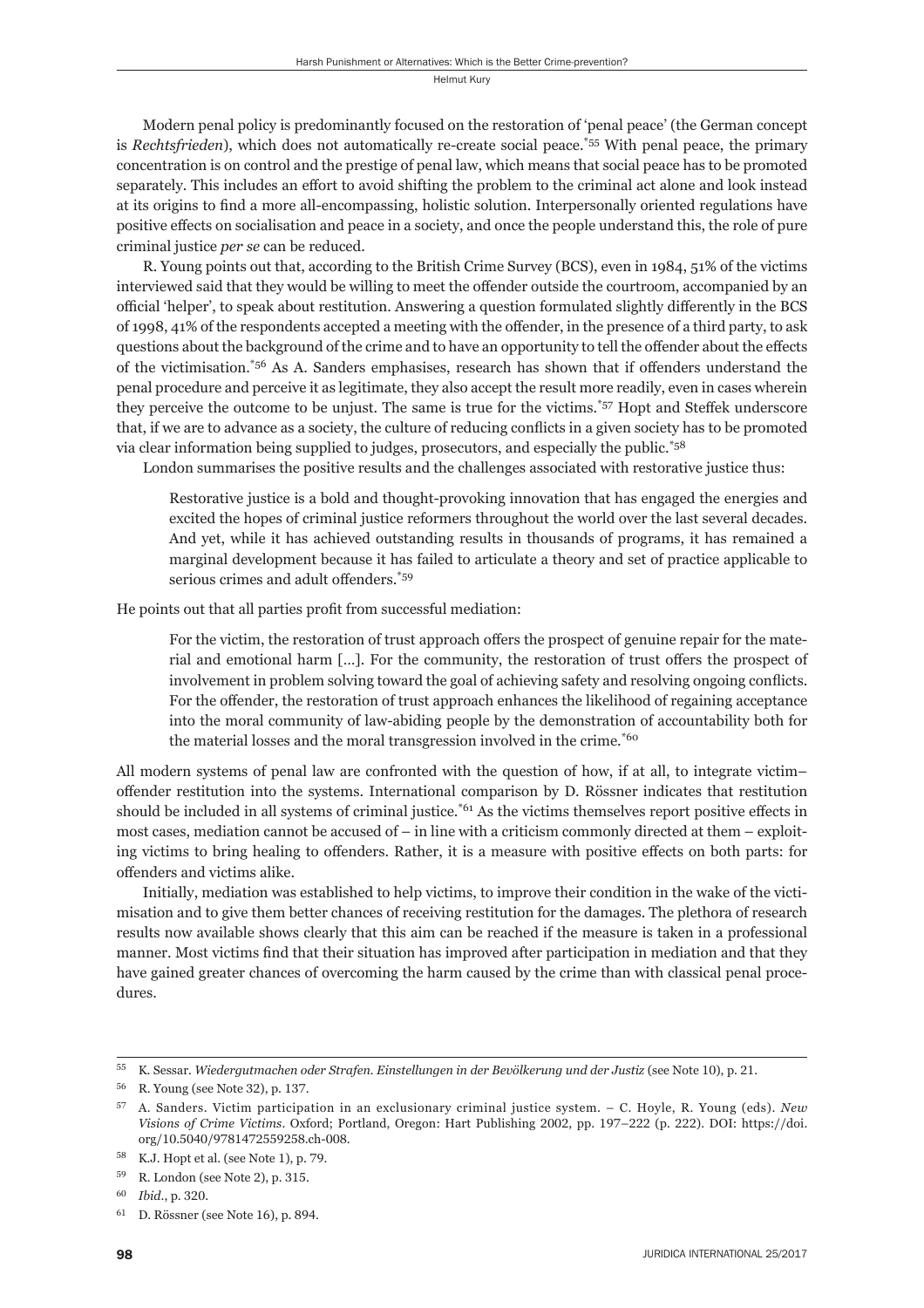Modern penal policy is predominantly focused on the restoration of 'penal peace' (the German concept is *Rechtsfrieden*), which does not automatically re-create social peace.[55] With penal peace, the primary concentration is on control and the prestige of penal law, which means that social peace has to be promoted separately. This includes an effort to avoid shifting the problem to the criminal act alone and look instead at its origins to find a more all-encompassing, holistic solution. Interpersonally oriented regulations have positive effects on socialisation and peace in a society, and once the people understand this, the role of pure criminal justice *per se* can be reduced.

R. Young points out that, according to the British Crime Survey (BCS), even in 1984, 51% of the victims interviewed said that they would be willing to meet the offender outside the courtroom, accompanied by an official 'helper', to speak about restitution. Answering a question formulated slightly differently in the BCS of 1998, 41% of the respondents accepted a meeting with the offender, in the presence of a third party, to ask questions about the background of the crime and to have an opportunity to tell the offender about the effects of the victimisation.[56] As A. Sanders emphasises, research has shown that if offenders understand the penal procedure and perceive it as legitimate, they also accept the result more readily, even in cases wherein they perceive the outcome to be unjust. The same is true for the victims.[57] Hopt and Steffek underscore that, if we are to advance as a society, the culture of reducing conflicts in a given society has to be promoted via clear information being supplied to judges, prosecutors, and especially the public.[58]

London summarises the positive results and the challenges associated with restorative justice thus:

> Restorative justice is a bold and thought-provoking innovation that has engaged the energies and excited the hopes of criminal justice reformers throughout the world over the last several decades. And yet, while it has achieved outstanding results in thousands of programs, it has remained a marginal development because it has failed to articulate a theory and set of practice applicable to serious crimes and adult offenders.[59]

He points out that all parties profit from successful mediation:

> For the victim, the restoration of trust approach offers the prospect of genuine repair for the material and emotional harm [...]. For the community, the restoration of trust offers the prospect of involvement in problem solving toward the goal of achieving safety and resolving ongoing conflicts. For the offender, the restoration of trust approach enhances the likelihood of regaining acceptance into the moral community of law-abiding people by the demonstration of accountability both for the material losses and the moral transgression involved in the crime.[60]

All modern systems of penal law are confronted with the question of how, if at all, to integrate victim–offender restitution into the systems. International comparison by D. Rössner indicates that restitution should be included in all systems of criminal justice.[61] As the victims themselves report positive effects in most cases, mediation cannot be accused of – in line with a criticism commonly directed at them – exploiting victims to bring healing to offenders. Rather, it is a measure with positive effects on both parts: for offenders and victims alike.

Initially, mediation was established to help victims, to improve their condition in the wake of the victimisation and to give them better chances of receiving restitution for the damages. The plethora of research results now available shows clearly that this aim can be reached if the measure is taken in a professional manner. Most victims find that their situation has improved after participation in mediation and that they have gained greater chances of overcoming the harm caused by the crime than with classical penal procedures.

---

55 K. Sessar. *Wiedergutmachen oder Strafen. Einstellungen in der Bevölkerung und der Justiz* (see Note 10), p. 21.

56 R. Young (see Note 32), p. 137.

57 A. Sanders. Victim participation in an exclusionary criminal justice system. – C. Hoyle, R. Young (eds). *New Visions of Crime Victims*. Oxford; Portland, Oregon: Hart Publishing 2002, pp. 197–222 (p. 222). DOI: https://doi.org/10.5040/9781472559258.ch-008.

58 K.J. Hopt et al. (see Note 1), p. 79.

59 R. London (see Note 2), p. 315.

60 *Ibid*., p. 320.

61 D. Rössner (see Note 16), p. 894.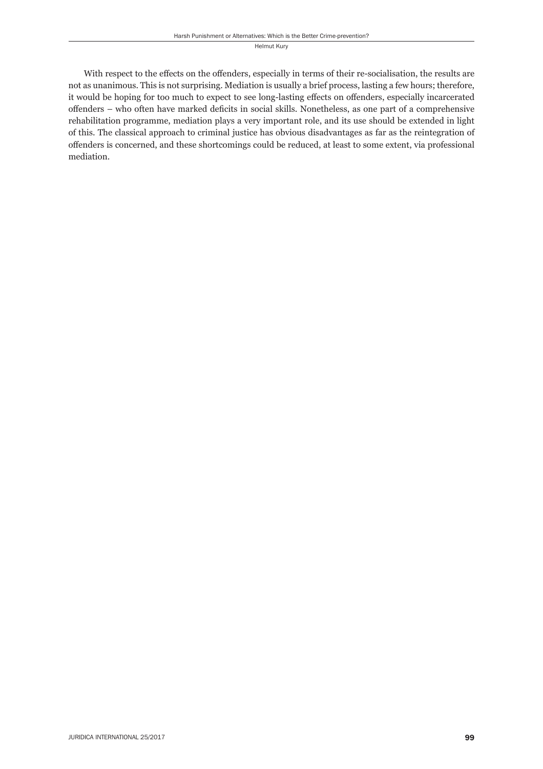With respect to the effects on the offenders, especially in terms of their re-socialisation, the results are not as unanimous. This is not surprising. Mediation is usually a brief process, lasting a few hours; therefore, it would be hoping for too much to expect to see long-lasting effects on offenders, especially incarcerated offenders – who often have marked deficits in social skills. Nonetheless, as one part of a comprehensive rehabilitation programme, mediation plays a very important role, and its use should be extended in light of this. The classical approach to criminal justice has obvious disadvantages as far as the reintegration of offenders is concerned, and these shortcomings could be reduced, at least to some extent, via professional mediation.